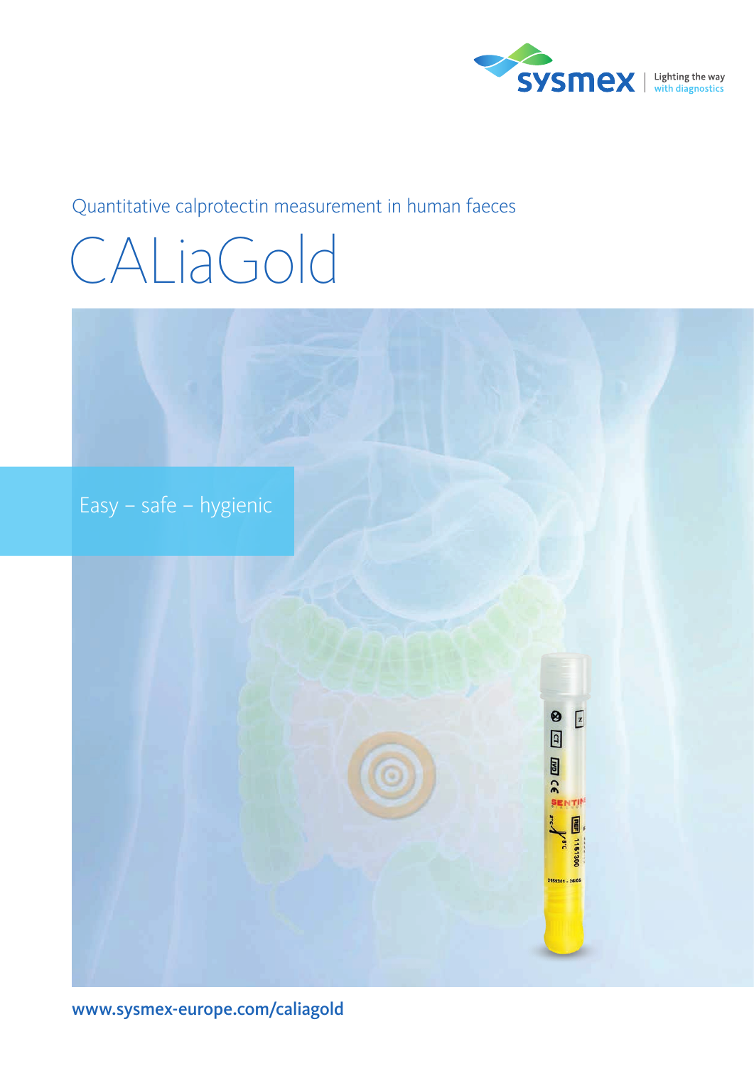sysmex | Lighting the way with diagnostics

Quantitative calprotectin measurement in human faeces

# CALiaGold

Easy – safe – hygienic

www.sysmex-europe.com/caliagold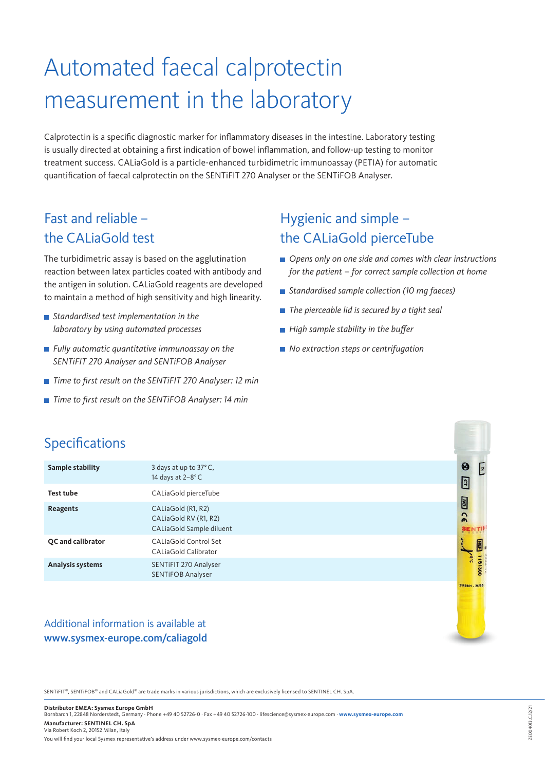# Automated faecal calprotectin measurement in the laboratory

Calprotectin is a specific diagnostic marker for inflammatory diseases in the intestine. Laboratory testing is usually directed at obtaining a first indication of bowel inflammation, and follow-up testing to monitor treatment success. CALiaGold is a particle-enhanced turbidimetric immunoassay (PETIA) for automatic quantification of faecal calprotectin on the SENTiFIT 270 Analyser or the SENTiFOB Analyser.

## Fast and reliable – the CALiaGold test

The turbidimetric assay is based on the agglutination reaction between latex particles coated with antibody and the antigen in solution. CALiaGold reagents are developed to maintain a method of high sensitivity and high linearity.

- *Standardised test implementation in the laboratory by using automated processes*
- *Fully automatic quantitative immunoassay on the SENTiFIT 270 Analyser and SENTiFOB Analyser*
- *Time to first result on the SENTiFIT 270 Analyser: 12 min*
- *Time to first result on the SENTiFOB Analyser: 14 min*

## Hygienic and simple – the CALiaGold pierceTube

- *Opens only on one side and comes with clear instructions for the patient – for correct sample collection at home*
- *Standardised sample collection (10 mg faeces)*
- *The pierceable lid is secured by a tight seal*
- *High sample stability in the buffer*
- *No extraction steps or centrifugation*

## Specifications

| | |
|---|---|
| **Sample stability** | 3 days at up to 37 °C,<br>14 days at 2–8 °C |
| **Test tube** | CALiaGold pierceTube |
| **Reagents** | CALiaGold (R1, R2)<br>CALiaGold RV (R1, R2)<br>CALiaGold Sample diluent |
| **QC and calibrator** | CALiaGold Control Set<br>CALiaGold Calibrator |
| **Analysis systems** | SENTiFIT 270 Analyser<br>SENTiFOB Analyser |

Additional information is available at
**www.sysmex-europe.com/caliagold**

SENTiFIT®, SENTiFOB® and CALiaGold® are trade marks in various jurisdictions, which are exclusively licensed to SENTINEL CH. SpA.

**Distributor EMEA: Sysmex Europe GmbH**
Bornbarch 1, 22848 Norderstedt, Germany · Phone +49 40 52726-0 · Fax +49 40 52726-100 · lifescience@sysmex-europe.com · **www.sysmex-europe.com**

**Manufacturer: SENTINEL CH. SpA**
Via Robert Koch 2, 20152 Milan, Italy

You will find your local Sysmex representative's address under www.sysmex-europe.com/contacts

ZE00403.C.12/21